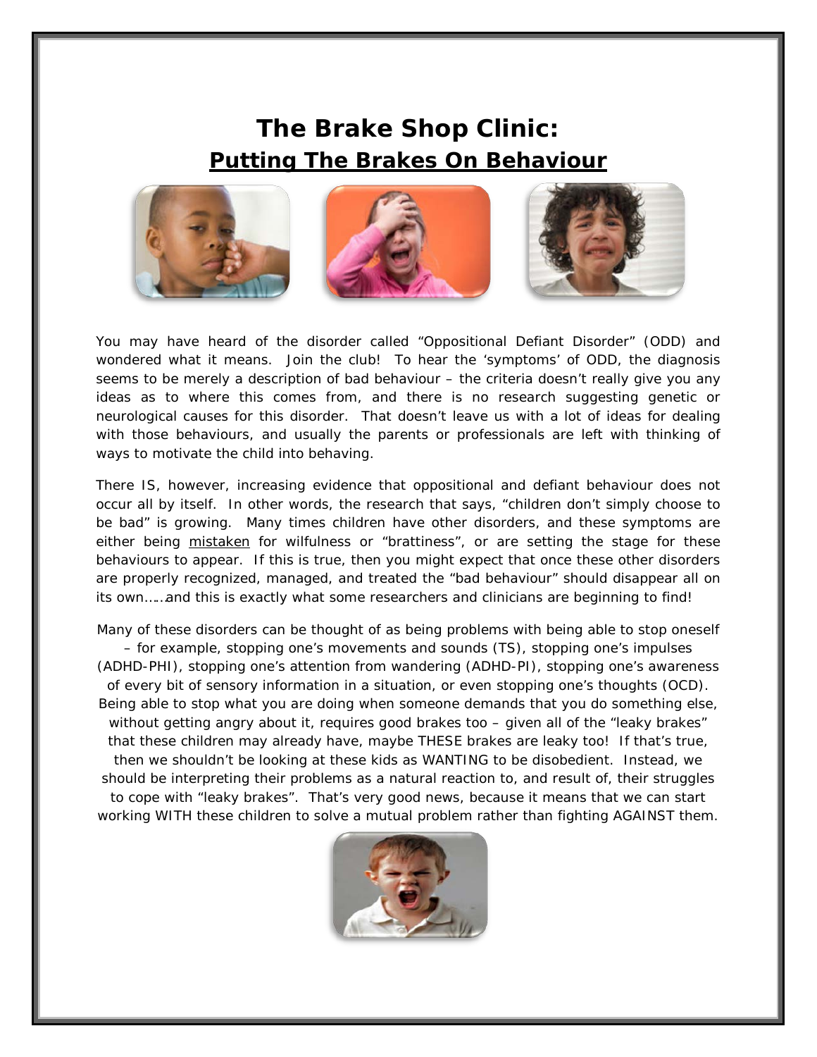# The Brake Shop Clinic:

## Putting The Brakes On Behaviour

You may have heard of the disorder called "Oppositional Defiant Disorder" (ODD) and wondered what it means. Join the club! To hear the 'symptoms' of ODD, the diagnosis seems to be merely a description of bad behaviour – the criteria doesn't really give you any ideas as to where this comes from, and there is no research suggesting genetic or neurological causes for this disorder. That doesn't leave us with a lot of ideas for dealing with those behaviours, and usually the parents or professionals are left with thinking of ways to motivate the child into behaving.

There IS, however, increasing evidence that oppositional and defiant behaviour does not occur all by itself. In other words, the research that says, "children don't simply choose to be bad" is growing. Many times children have other disorders, and these symptoms are either being mistaken for wilfulness or "brattiness", or are setting the stage for these behaviours to appear. If this is true, then you might expect that once these other disorders are properly recognized, managed, and treated the "bad behaviour" should disappear all on its own……and this is exactly what some researchers and clinicians are beginning to find!

Many of these disorders can be thought of as being problems with being able to stop oneself – for example, stopping one's movements and sounds (TS), stopping one's impulses (ADHD-PHI), stopping one's attention from wandering (ADHD-PI), stopping one's awareness of every bit of sensory information in a situation, or even stopping one's thoughts (OCD). Being able to stop what you are doing when someone demands that you do something else, without getting angry about it, requires good brakes too – given all of the "leaky brakes" that these children may already have, maybe THESE brakes are leaky too! If that's true, then we shouldn't be looking at these kids as WANTING to be disobedient. Instead, we should be interpreting their problems as a natural reaction to, and result of, their struggles to cope with "leaky brakes". That's very good news, because it means that we can start working WITH these children to solve a mutual problem rather than fighting AGAINST them.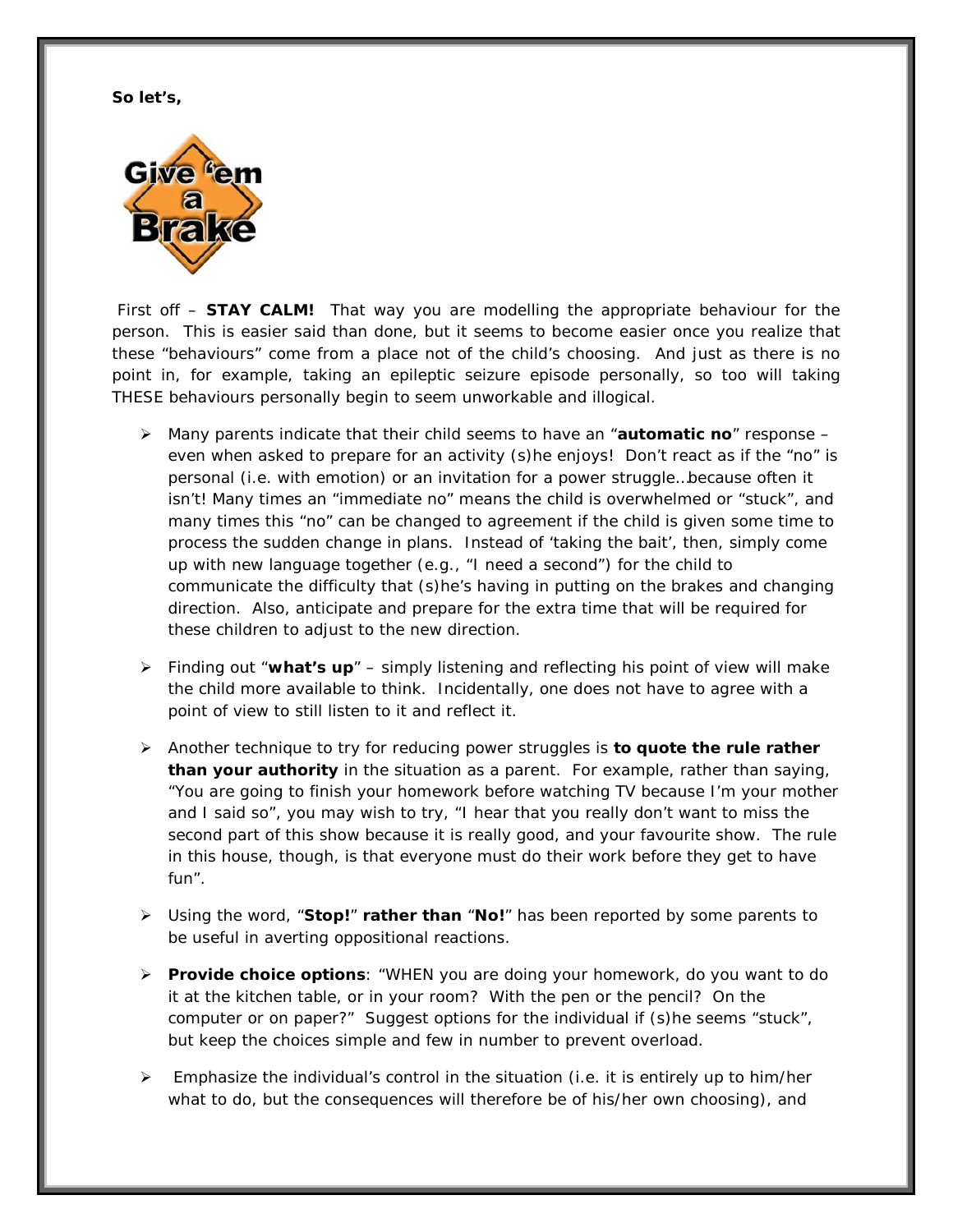**So let's,**

Give 'em a Brake

First off – **STAY CALM!** That way you are modelling the appropriate behaviour for the person. This is easier said than done, but it seems to become easier once you realize that these "behaviours" come from a place not of the child's choosing. And just as there is no point in, for example, taking an epileptic seizure episode personally, so too will taking THESE behaviours personally begin to seem unworkable and illogical.

- Many parents indicate that their child seems to have an "**automatic no**" response – even when asked to prepare for an activity (s)he enjoys! Don't react as if the "no" is personal (i.e. with emotion) or an invitation for a power struggle…because often it isn't! Many times an "immediate no" means the child is overwhelmed or "stuck", and many times this "no" can be changed to agreement if the child is given some time to process the sudden change in plans. Instead of 'taking the bait', then, simply come up with new language together (e.g., "I need a second") for the child to communicate the difficulty that (s)he's having in putting on the brakes and changing direction. Also, anticipate and prepare for the extra time that will be required for these children to adjust to the new direction.

- Finding out "**what's up**" – simply listening and reflecting his point of view will make the child more available to think. Incidentally, one does not have to agree with a point of view to still listen to it and reflect it.

- Another technique to try for reducing power struggles is **to quote the rule rather than your authority** in the situation as a parent. For example, rather than saying, "You are going to finish your homework before watching TV because I'm your mother and I said so", you may wish to try, "I hear that you really don't want to miss the second part of this show because it is really good, and your favourite show. The rule in this house, though, is that everyone must do their work before they get to have fun".

- Using the word, "**Stop!**" **rather than** "**No!**" has been reported by some parents to be useful in averting oppositional reactions.

- **Provide choice options**: "WHEN you are doing your homework, do you want to do it at the kitchen table, or in your room? With the pen or the pencil? On the computer or on paper?" Suggest options for the individual if (s)he seems "stuck", but keep the choices simple and few in number to prevent overload.

- Emphasize the individual's control in the situation (i.e. it is entirely up to him/her what to do, but the consequences will therefore be of his/her own choosing), and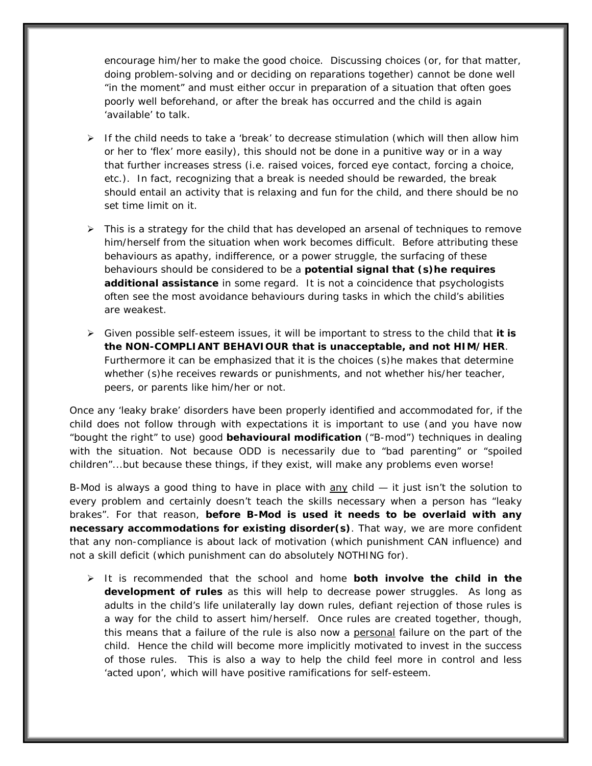encourage him/her to make the good choice. Discussing choices (or, for that matter, doing problem-solving and or deciding on reparations together) cannot be done well "in the moment" and must either occur in preparation of a situation that often goes poorly well beforehand, or after the break has occurred and the child is again 'available' to talk.

- If the child needs to take a 'break' to decrease stimulation (which will then allow him or her to 'flex' more easily), this should not be done in a punitive way or in a way that further increases stress (i.e. raised voices, forced eye contact, forcing a choice, etc.). In fact, recognizing that a break is needed should be rewarded, the break should entail an activity that is relaxing and fun for the child, and there should be no set time limit on it.

- This is a strategy for the child that has developed an arsenal of techniques to remove him/herself from the situation when work becomes difficult. Before attributing these behaviours as apathy, indifference, or a power struggle, the surfacing of these behaviours should be considered to be a **potential signal that (s)he requires additional assistance** in some regard. It is not a coincidence that psychologists often see the most avoidance behaviours during tasks in which the child's abilities are weakest.

- Given possible self-esteem issues, it will be important to stress to the child that **it is the NON-COMPLIANT BEHAVIOUR that is unacceptable, and not HIM/HER**. Furthermore it can be emphasized that it is the choices (s)he makes that determine whether (s)he receives rewards or punishments, and not whether his/her teacher, peers, or parents like him/her or not.

Once any 'leaky brake' disorders have been properly identified and accommodated for, if the child does not follow through with expectations it is important to use (and you have now "bought the right" to use) good **behavioural modification** ("B-mod") techniques in dealing with the situation. Not because ODD is necessarily due to "bad parenting" or "spoiled children"...but because these things, if they exist, will make any problems even worse!

B-Mod is always a good thing to have in place with <u>any</u> child — it just isn't the solution to every problem and certainly doesn't teach the skills necessary when a person has "leaky brakes". For that reason, **before B-Mod is used it needs to be overlaid with any necessary accommodations for existing disorder(s)**. That way, we are more confident that any non-compliance is about lack of motivation (which punishment CAN influence) and not a skill deficit (which punishment can do absolutely NOTHING for).

- It is recommended that the school and home **both involve the child in the development of rules** as this will help to decrease power struggles. As long as adults in the child's life unilaterally lay down rules, defiant rejection of those rules is a way for the child to assert him/herself. Once rules are created together, though, this means that a failure of the rule is also now a <u>personal</u> failure on the part of the child. Hence the child will become more implicitly motivated to invest in the success of those rules. This is also a way to help the child feel more in control and less 'acted upon', which will have positive ramifications for self-esteem.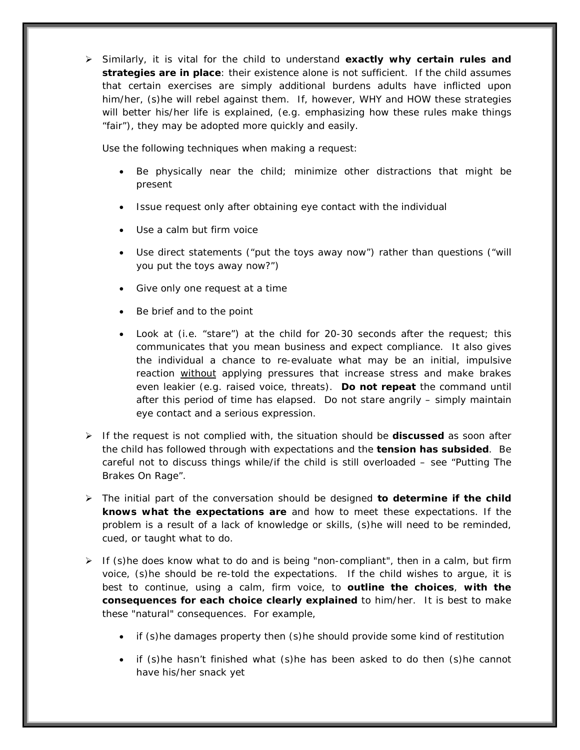- Similarly, it is vital for the child to understand **exactly why certain rules and strategies are in place**: their existence alone is not sufficient. If the child assumes that certain exercises are simply additional burdens adults have inflicted upon him/her, (s)he will rebel against them. If, however, WHY and HOW these strategies will better his/her life is explained, (e.g. emphasizing how these rules make things "fair"), they may be adopted more quickly and easily.

  Use the following techniques when making a request:

  - Be physically near the child; minimize other distractions that might be present
  - Issue request only after obtaining eye contact with the individual
  - Use a calm but firm voice
  - Use direct statements ("put the toys away now") rather than questions ("will you put the toys away now?")
  - Give only one request at a time
  - Be brief and to the point
  - Look at (i.e. "stare") at the child for 20-30 seconds after the request; this communicates that you mean business and expect compliance. It also gives the individual a chance to re-evaluate what may be an initial, impulsive reaction <u>without</u> applying pressures that increase stress and make brakes even leakier (e.g. raised voice, threats). **Do not repeat** the command until after this period of time has elapsed. Do not stare angrily – simply maintain eye contact and a serious expression.

- If the request is not complied with, the situation should be **discussed** as soon after the child has followed through with expectations and the **tension has subsided**. Be careful not to discuss things while/if the child is still overloaded – see "Putting The Brakes On Rage".

- The initial part of the conversation should be designed **to determine if the child knows what the expectations are** and how to meet these expectations. If the problem is a result of a lack of knowledge or skills, (s)he will need to be reminded, cued, or taught what to do.

- If (s)he does know what to do and is being "non-compliant", then in a calm, but firm voice, (s)he should be re-told the expectations. If the child wishes to argue, it is best to continue, using a calm, firm voice, to **outline the choices**, **with the consequences for each choice clearly explained** to him/her. It is best to make these "natural" consequences. For example,

  - if (s)he damages property then (s)he should provide some kind of restitution
  - if (s)he hasn't finished what (s)he has been asked to do then (s)he cannot have his/her snack yet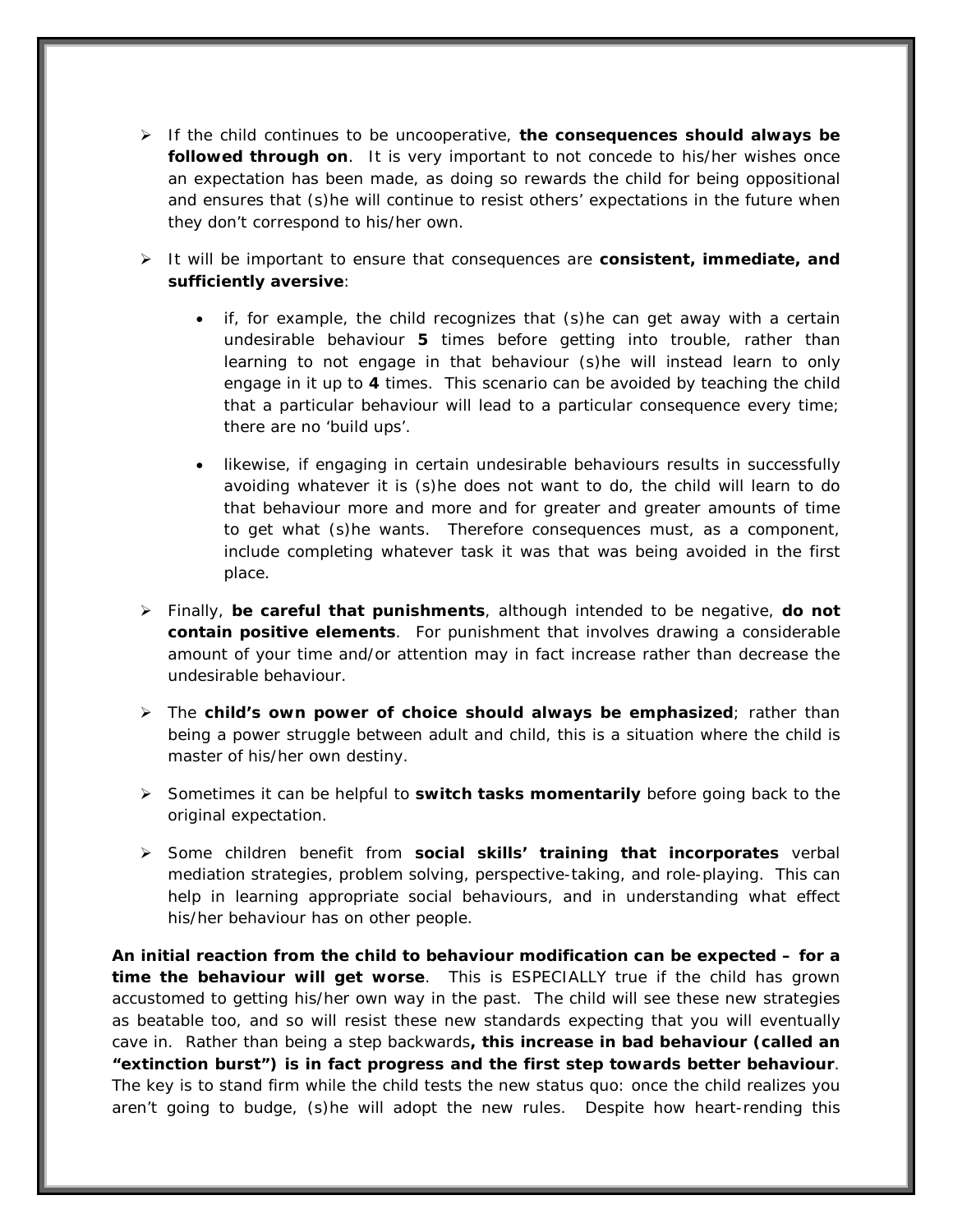- If the child continues to be uncooperative, **the consequences should always be followed through on**. It is very important to not concede to his/her wishes once an expectation has been made, as doing so rewards the child for being oppositional and ensures that (s)he will continue to resist others' expectations in the future when they don't correspond to his/her own.

- It will be important to ensure that consequences are **consistent, immediate, and sufficiently aversive**:

  - if, for example, the child recognizes that (s)he can get away with a certain undesirable behaviour **5** times before getting into trouble, rather than learning to not engage in that behaviour (s)he will instead learn to only engage in it up to **4** times. This scenario can be avoided by teaching the child that a particular behaviour will lead to a particular consequence every time; there are no 'build ups'.

  - likewise, if engaging in certain undesirable behaviours results in successfully avoiding whatever it is (s)he does not want to do, the child will learn to do that behaviour more and more and for greater and greater amounts of time to get what (s)he wants. Therefore consequences must, as a component, include completing whatever task it was that was being avoided in the first place.

- Finally, **be careful that punishments**, although intended to be negative, **do not contain positive elements**. For punishment that involves drawing a considerable amount of your time and/or attention may in fact increase rather than decrease the undesirable behaviour.

- The **child's own power of choice should always be emphasized**; rather than being a power struggle between adult and child, this is a situation where the child is master of his/her own destiny.

- Sometimes it can be helpful to **switch tasks momentarily** before going back to the original expectation.

- Some children benefit from **social skills' training that incorporates** verbal mediation strategies, problem solving, perspective-taking, and role-playing. This can help in learning appropriate social behaviours, and in understanding what effect his/her behaviour has on other people.

**An initial reaction from the child to behaviour modification can be expected – for a time the behaviour will get worse**. This is ESPECIALLY true if the child has grown accustomed to getting his/her own way in the past. The child will see these new strategies as beatable too, and so will resist these new standards expecting that you will eventually cave in. Rather than being a step backwards**, this increase in bad behaviour (called an "extinction burst") is in fact progress and the first step towards better behaviour**. The key is to stand firm while the child tests the new status quo: once the child realizes you aren't going to budge, (s)he will adopt the new rules. Despite how heart-rending this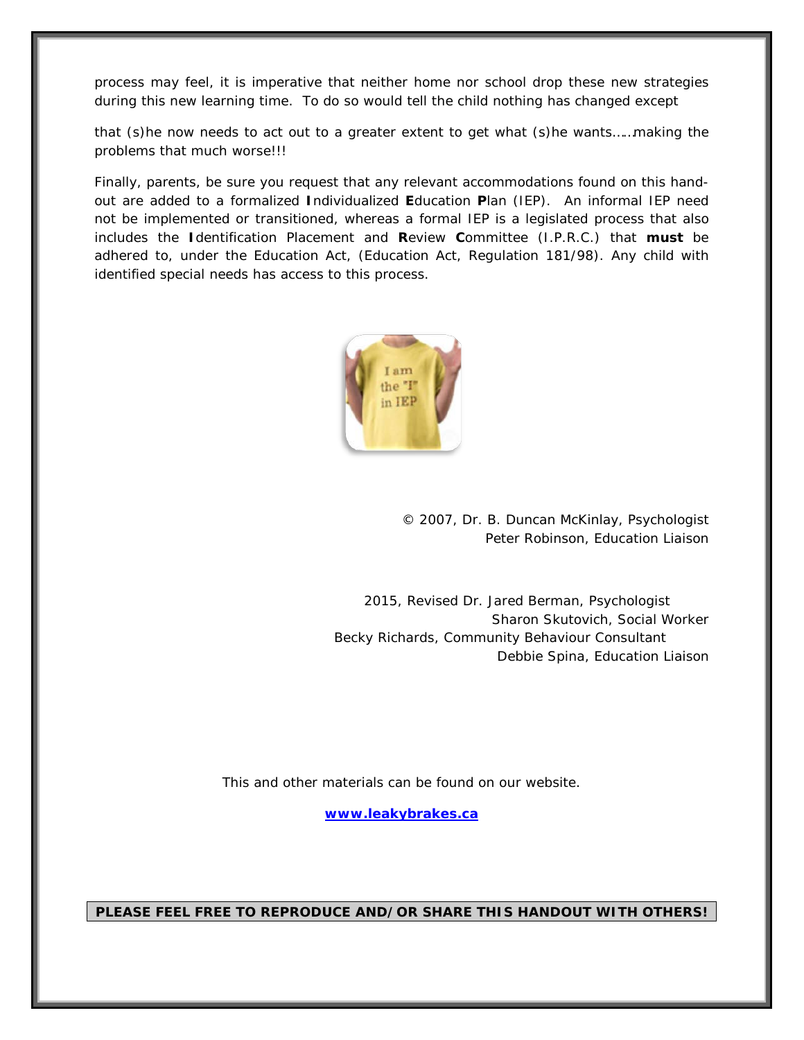process may feel, it is imperative that neither home nor school drop these new strategies during this new learning time. To do so would tell the child nothing has changed except

that (s)he now needs to act out to a greater extent to get what (s)he wants……making the problems that much worse!!!

Finally, parents, be sure you request that any relevant accommodations found on this hand-out are added to a formalized **I**ndividualized **E**ducation **P**lan (IEP). An informal IEP need not be implemented or transitioned, whereas a formal IEP is a legislated process that also includes the **I**dentification Placement and **R**eview **C**ommittee (I.P.R.C.) that **must** be adhered to, under the Education Act, (Education Act, Regulation 181/98). Any child with identified special needs has access to this process.

© 2007, Dr. B. Duncan McKinlay, Psychologist
Peter Robinson, Education Liaison

2015, Revised Dr. Jared Berman, Psychologist
Sharon Skutovich, Social Worker
Becky Richards, Community Behaviour Consultant
Debbie Spina, Education Liaison

This and other materials can be found on our website.

**www.leakybrakes.ca**

**PLEASE FEEL FREE TO REPRODUCE AND/OR SHARE THIS HANDOUT WITH OTHERS!**